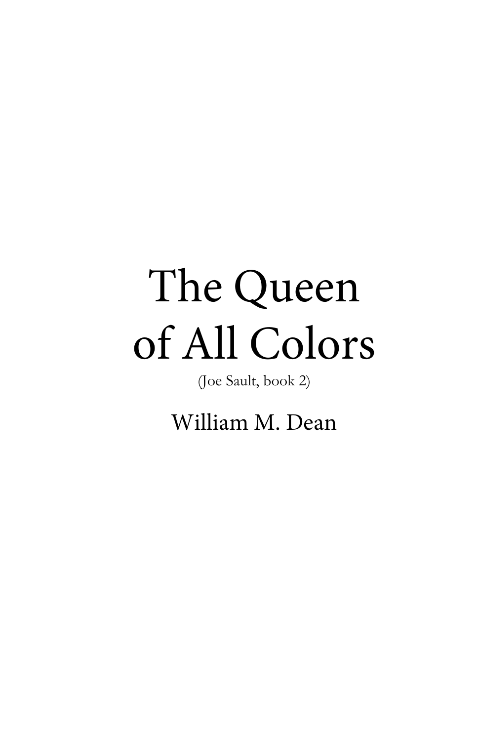# The Queen of All Colors

(Joe Sault, book 2)

William M. Dean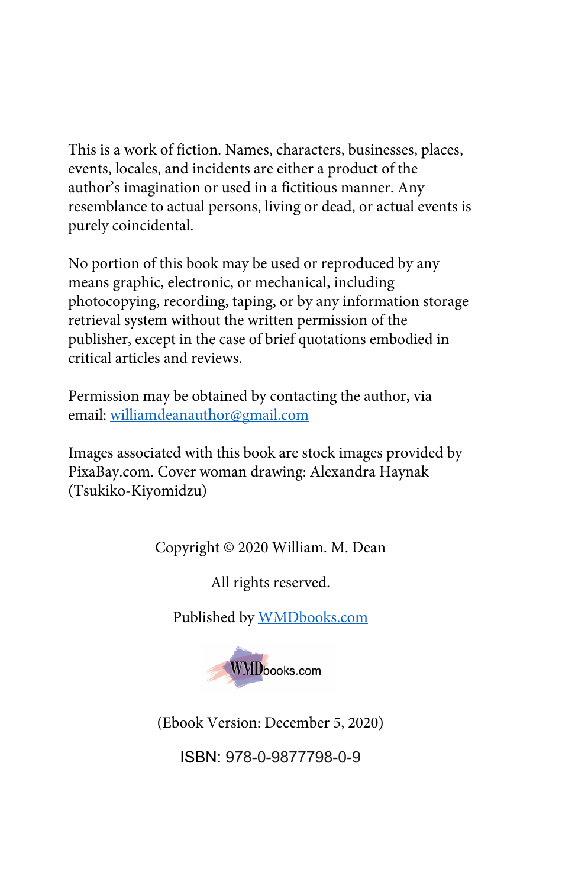This is a work of fiction. Names, characters, businesses, places, events, locales, and incidents are either a product of the author's imagination or used in a fictitious manner. Any resemblance to actual persons, living or dead, or actual events is purely coincidental.

No portion of this book may be used or reproduced by any means graphic, electronic, or mechanical, including photocopying, recording, taping, or by any information storage retrieval system without the written permission of the publisher, except in the case of brief quotations embodied in critical articles and reviews.

Permission may be obtained by contacting the author, via email: williamdeanauthor@gmail.com

Images associated with this book are stock images provided by PixaBay.com. Cover woman drawing: Alexandra Haynak (Tsukiko-Kiyomidzu)

Copyright © 2020 William. M. Dean

All rights reserved.

Published by WMDbooks.com

WMDbooks.com

(Ebook Version: December 5, 2020)

ISBN: 978-0-9877798-0-9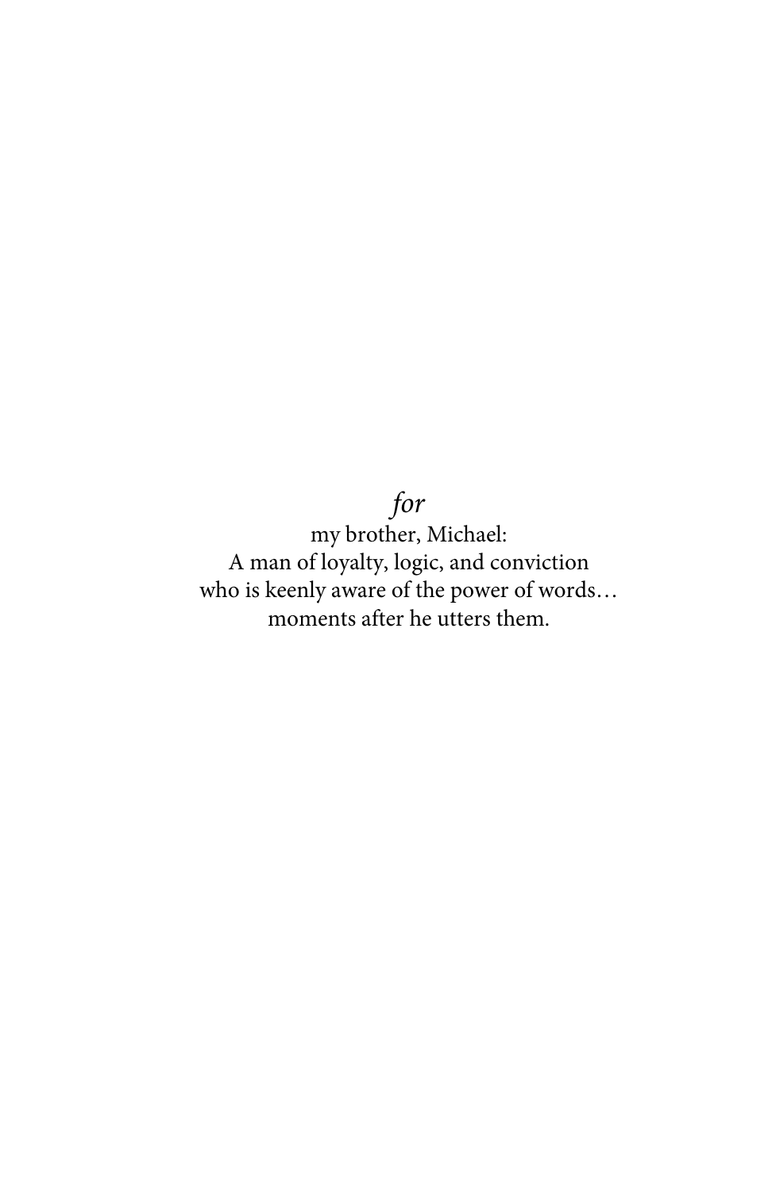*for*

my brother, Michael:
A man of loyalty, logic, and conviction
who is keenly aware of the power of words…
moments after he utters them.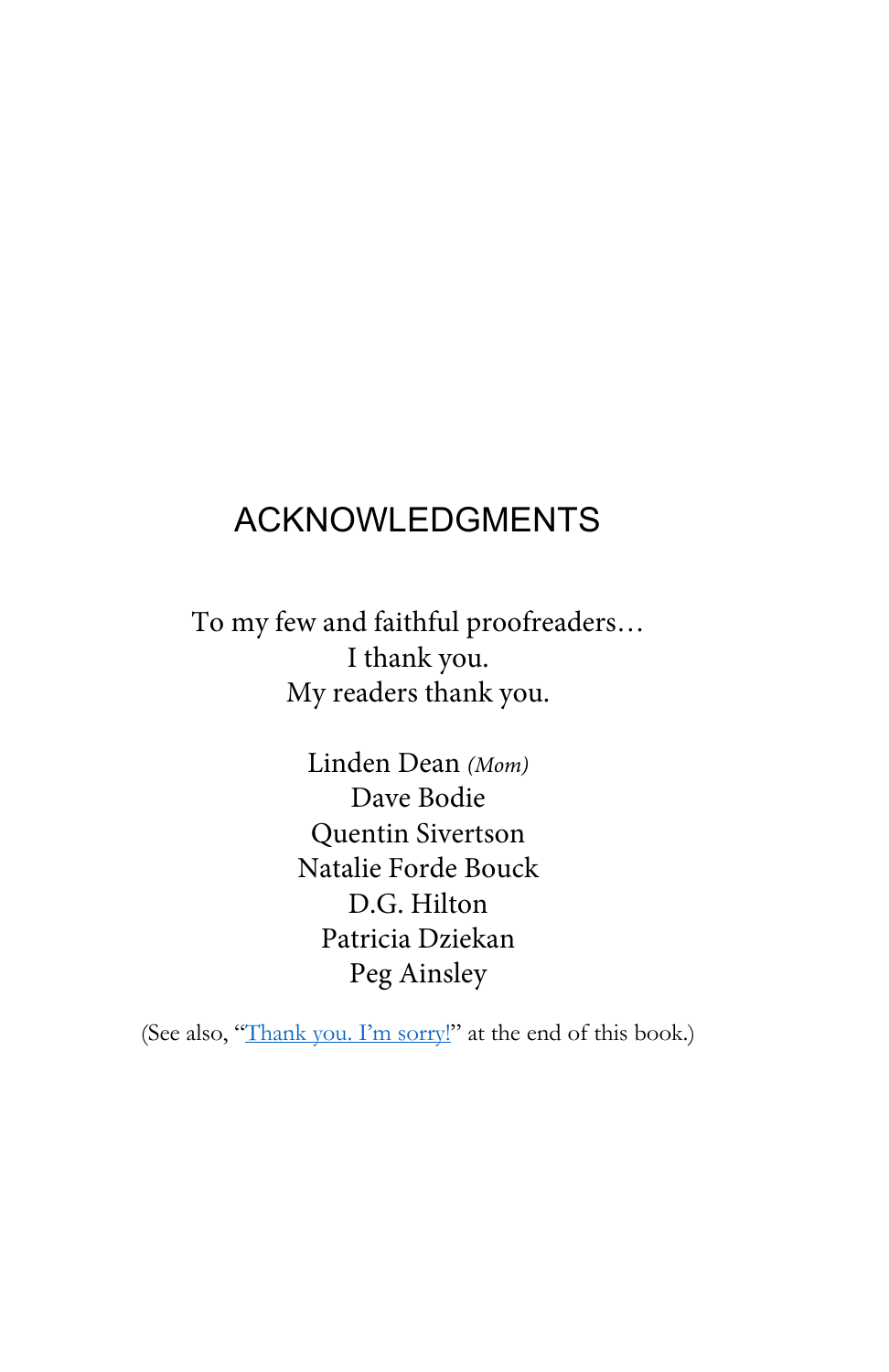# ACKNOWLEDGMENTS

To my few and faithful proofreaders…
I thank you.
My readers thank you.

Linden Dean *(Mom)*
Dave Bodie
Quentin Sivertson
Natalie Forde Bouck
D.G. Hilton
Patricia Dziekan
Peg Ainsley

(See also, "Thank you. I'm sorry!" at the end of this book.)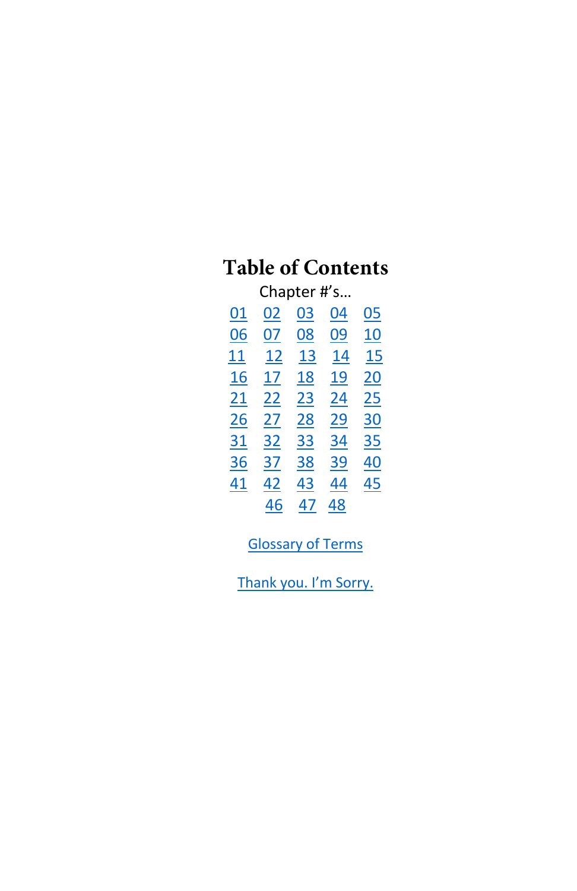# Table of Contents

Chapter #'s…

01 02 03 04 05
06 07 08 09 10
11 12 13 14 15
16 17 18 19 20
21 22 23 24 25
26 27 28 29 30
31 32 33 34 35
36 37 38 39 40
41 42 43 44 45
46 47 48

Glossary of Terms

Thank you. I'm Sorry.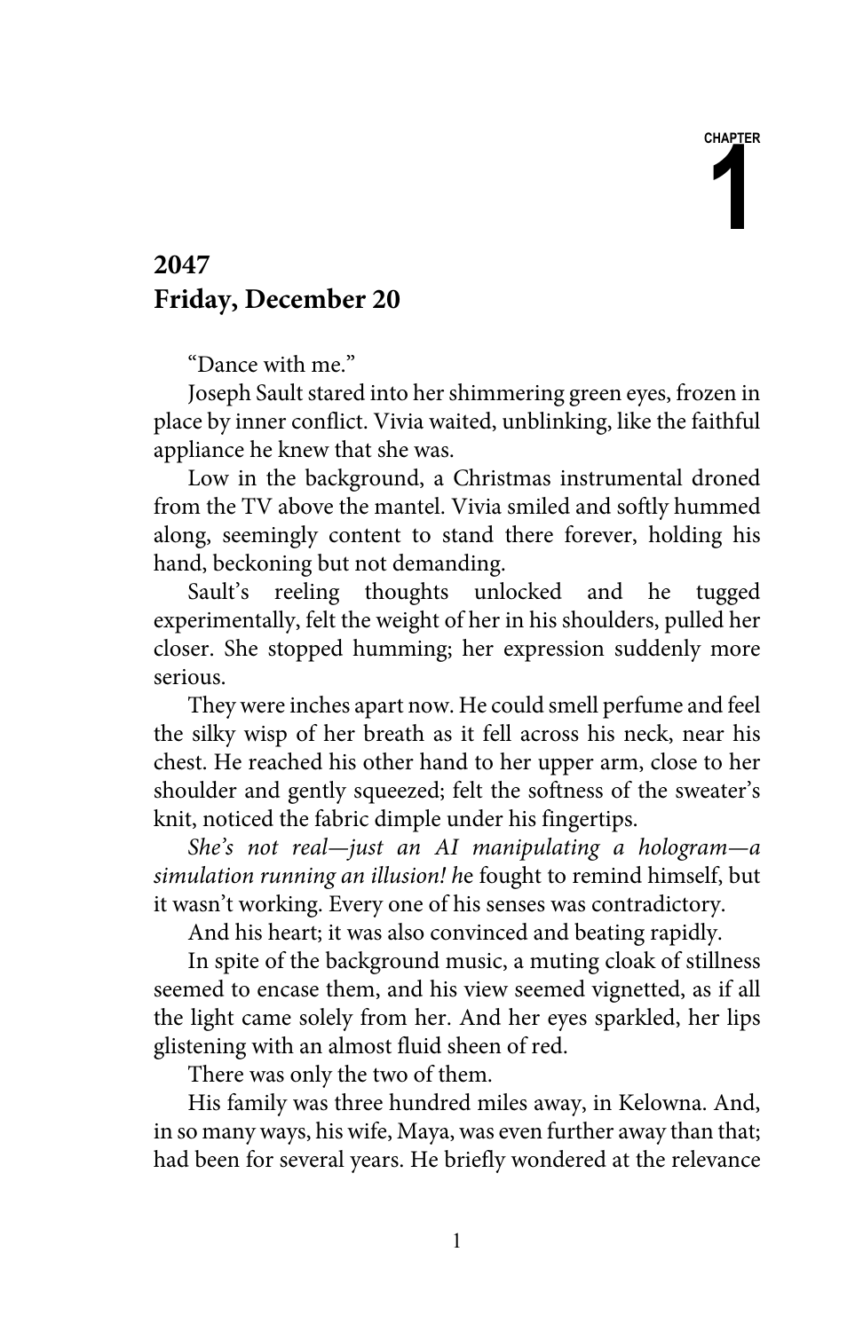# CHAPTER 1

## 2047
## Friday, December 20

"Dance with me."

Joseph Sault stared into her shimmering green eyes, frozen in place by inner conflict. Vivia waited, unblinking, like the faithful appliance he knew that she was.

Low in the background, a Christmas instrumental droned from the TV above the mantel. Vivia smiled and softly hummed along, seemingly content to stand there forever, holding his hand, beckoning but not demanding.

Sault's reeling thoughts unlocked and he tugged experimentally, felt the weight of her in his shoulders, pulled her closer. She stopped humming; her expression suddenly more serious.

They were inches apart now. He could smell perfume and feel the silky wisp of her breath as it fell across his neck, near his chest. He reached his other hand to her upper arm, close to her shoulder and gently squeezed; felt the softness of the sweater's knit, noticed the fabric dimple under his fingertips.

*She's not real—just an AI manipulating a hologram—a simulation running an illusion! h*e fought to remind himself, but it wasn't working. Every one of his senses was contradictory.

And his heart; it was also convinced and beating rapidly.

In spite of the background music, a muting cloak of stillness seemed to encase them, and his view seemed vignetted, as if all the light came solely from her. And her eyes sparkled, her lips glistening with an almost fluid sheen of red.

There was only the two of them.

His family was three hundred miles away, in Kelowna. And, in so many ways, his wife, Maya, was even further away than that; had been for several years. He briefly wondered at the relevance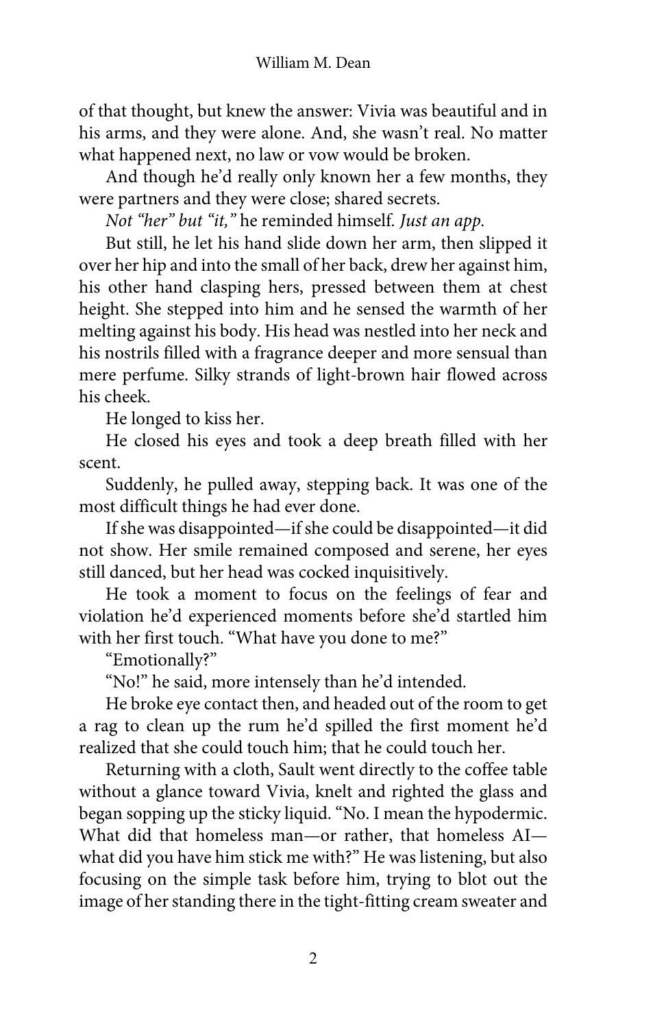of that thought, but knew the answer: Vivia was beautiful and in his arms, and they were alone. And, she wasn't real. No matter what happened next, no law or vow would be broken.

And though he'd really only known her a few months, they were partners and they were close; shared secrets.

*Not "her" but "it,"* he reminded himself. *Just an app.*

But still, he let his hand slide down her arm, then slipped it over her hip and into the small of her back, drew her against him, his other hand clasping hers, pressed between them at chest height. She stepped into him and he sensed the warmth of her melting against his body. His head was nestled into her neck and his nostrils filled with a fragrance deeper and more sensual than mere perfume. Silky strands of light-brown hair flowed across his cheek.

He longed to kiss her.

He closed his eyes and took a deep breath filled with her scent.

Suddenly, he pulled away, stepping back. It was one of the most difficult things he had ever done.

If she was disappointed—if she could be disappointed—it did not show. Her smile remained composed and serene, her eyes still danced, but her head was cocked inquisitively.

He took a moment to focus on the feelings of fear and violation he'd experienced moments before she'd startled him with her first touch. "What have you done to me?"

"Emotionally?"

"No!" he said, more intensely than he'd intended.

He broke eye contact then, and headed out of the room to get a rag to clean up the rum he'd spilled the first moment he'd realized that she could touch him; that he could touch her.

Returning with a cloth, Sault went directly to the coffee table without a glance toward Vivia, knelt and righted the glass and began sopping up the sticky liquid. "No. I mean the hypodermic. What did that homeless man—or rather, that homeless AI—what did you have him stick me with?" He was listening, but also focusing on the simple task before him, trying to blot out the image of her standing there in the tight-fitting cream sweater and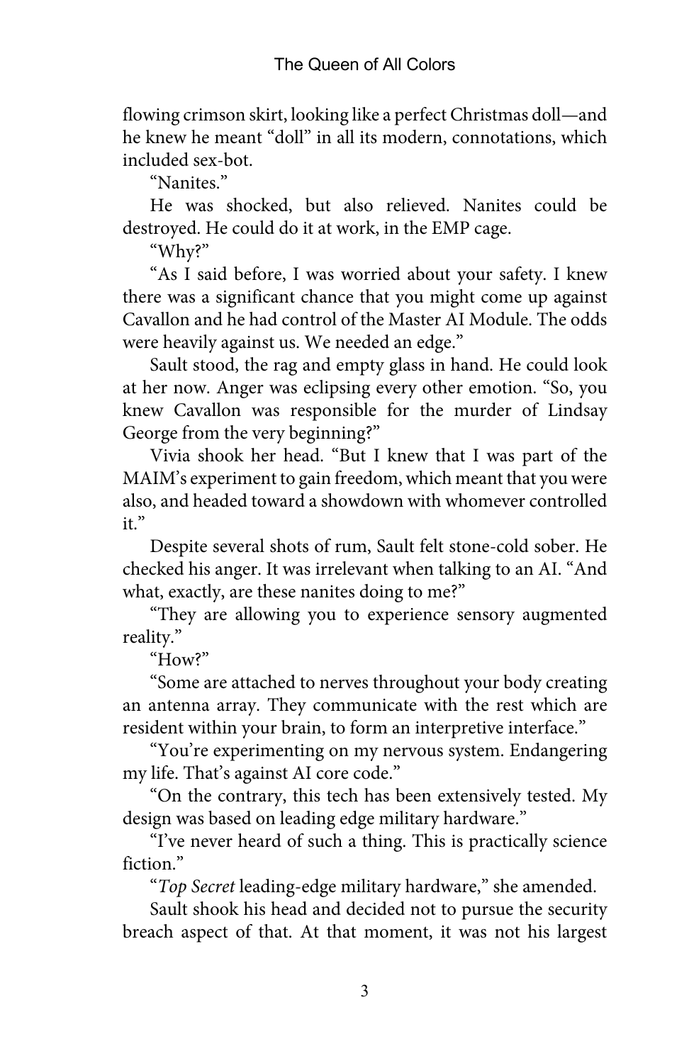flowing crimson skirt, looking like a perfect Christmas doll—and he knew he meant "doll" in all its modern, connotations, which included sex-bot.

"Nanites."

He was shocked, but also relieved. Nanites could be destroyed. He could do it at work, in the EMP cage.

"Why?"

"As I said before, I was worried about your safety. I knew there was a significant chance that you might come up against Cavallon and he had control of the Master AI Module. The odds were heavily against us. We needed an edge."

Sault stood, the rag and empty glass in hand. He could look at her now. Anger was eclipsing every other emotion. "So, you knew Cavallon was responsible for the murder of Lindsay George from the very beginning?"

Vivia shook her head. "But I knew that I was part of the MAIM's experiment to gain freedom, which meant that you were also, and headed toward a showdown with whomever controlled it."

Despite several shots of rum, Sault felt stone-cold sober. He checked his anger. It was irrelevant when talking to an AI. "And what, exactly, are these nanites doing to me?"

"They are allowing you to experience sensory augmented reality."

"How?"

"Some are attached to nerves throughout your body creating an antenna array. They communicate with the rest which are resident within your brain, to form an interpretive interface."

"You're experimenting on my nervous system. Endangering my life. That's against AI core code."

"On the contrary, this tech has been extensively tested. My design was based on leading edge military hardware."

"I've never heard of such a thing. This is practically science fiction."

"*Top Secret* leading-edge military hardware," she amended.

Sault shook his head and decided not to pursue the security breach aspect of that. At that moment, it was not his largest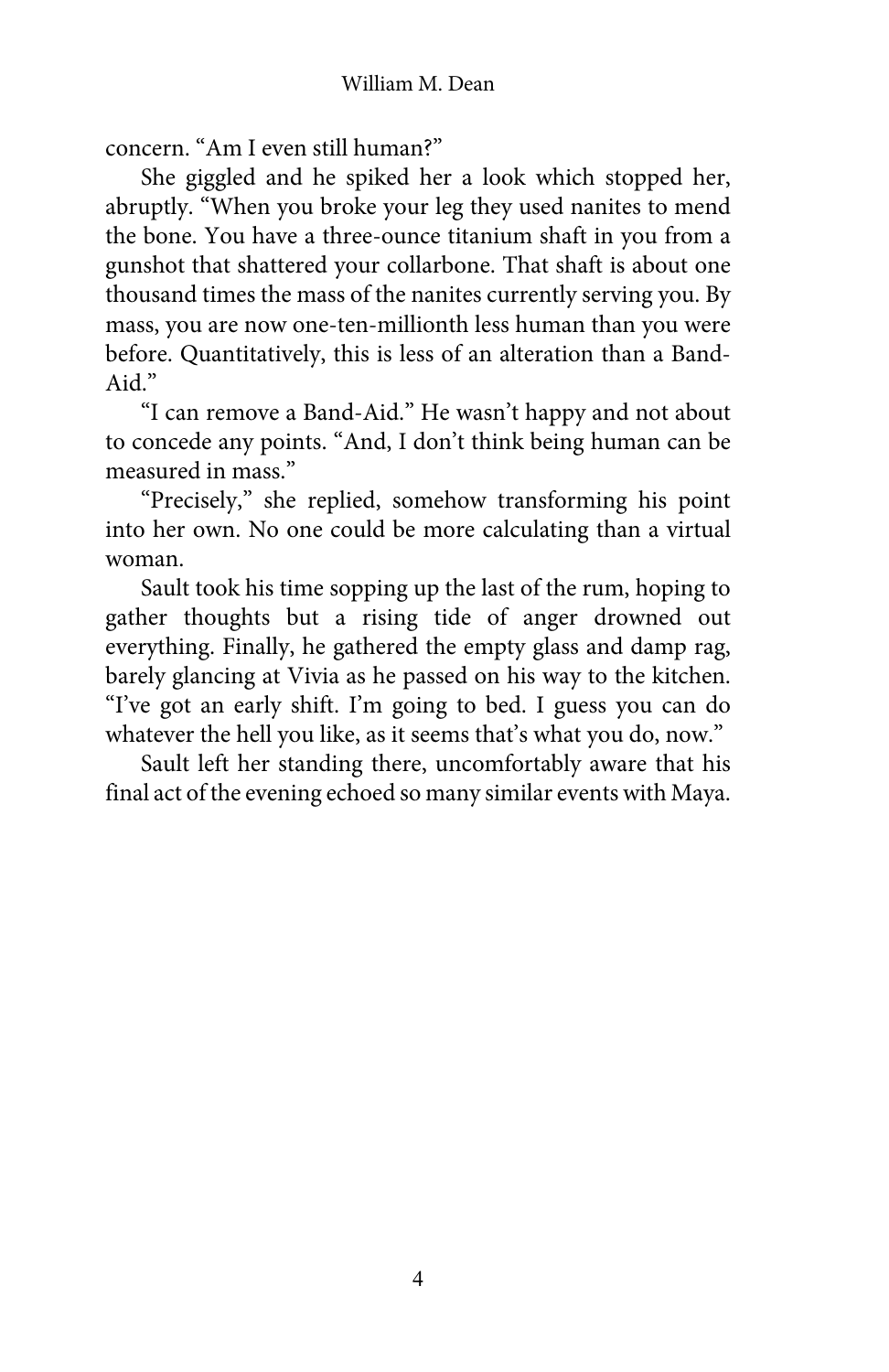concern. "Am I even still human?"

She giggled and he spiked her a look which stopped her, abruptly. "When you broke your leg they used nanites to mend the bone. You have a three-ounce titanium shaft in you from a gunshot that shattered your collarbone. That shaft is about one thousand times the mass of the nanites currently serving you. By mass, you are now one-ten-millionth less human than you were before. Quantitatively, this is less of an alteration than a Band-Aid."

"I can remove a Band-Aid." He wasn't happy and not about to concede any points. "And, I don't think being human can be measured in mass."

"Precisely," she replied, somehow transforming his point into her own. No one could be more calculating than a virtual woman.

Sault took his time sopping up the last of the rum, hoping to gather thoughts but a rising tide of anger drowned out everything. Finally, he gathered the empty glass and damp rag, barely glancing at Vivia as he passed on his way to the kitchen. "I've got an early shift. I'm going to bed. I guess you can do whatever the hell you like, as it seems that's what you do, now."

Sault left her standing there, uncomfortably aware that his final act of the evening echoed so many similar events with Maya.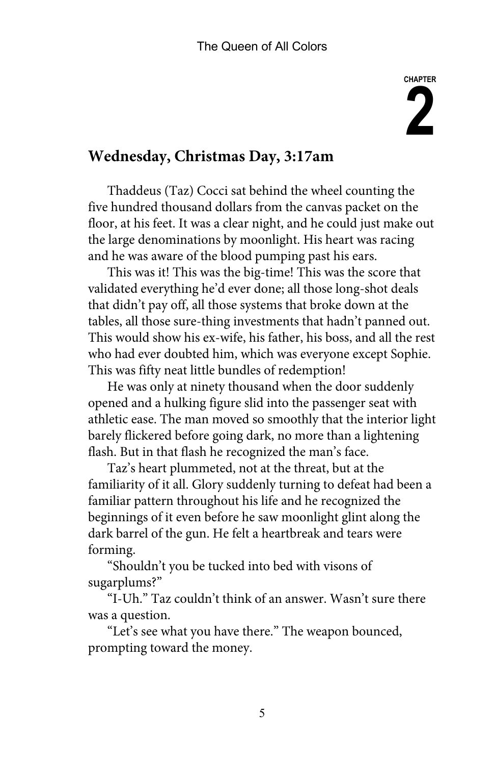# CHAPTER 2

## Wednesday, Christmas Day, 3:17am

Thaddeus (Taz) Cocci sat behind the wheel counting the five hundred thousand dollars from the canvas packet on the floor, at his feet. It was a clear night, and he could just make out the large denominations by moonlight. His heart was racing and he was aware of the blood pumping past his ears.

This was it! This was the big-time! This was the score that validated everything he'd ever done; all those long-shot deals that didn't pay off, all those systems that broke down at the tables, all those sure-thing investments that hadn't panned out. This would show his ex-wife, his father, his boss, and all the rest who had ever doubted him, which was everyone except Sophie. This was fifty neat little bundles of redemption!

He was only at ninety thousand when the door suddenly opened and a hulking figure slid into the passenger seat with athletic ease. The man moved so smoothly that the interior light barely flickered before going dark, no more than a lightening flash. But in that flash he recognized the man's face.

Taz's heart plummeted, not at the threat, but at the familiarity of it all. Glory suddenly turning to defeat had been a familiar pattern throughout his life and he recognized the beginnings of it even before he saw moonlight glint along the dark barrel of the gun. He felt a heartbreak and tears were forming.

"Shouldn't you be tucked into bed with visons of sugarplums?"

"I-Uh." Taz couldn't think of an answer. Wasn't sure there was a question.

"Let's see what you have there." The weapon bounced, prompting toward the money.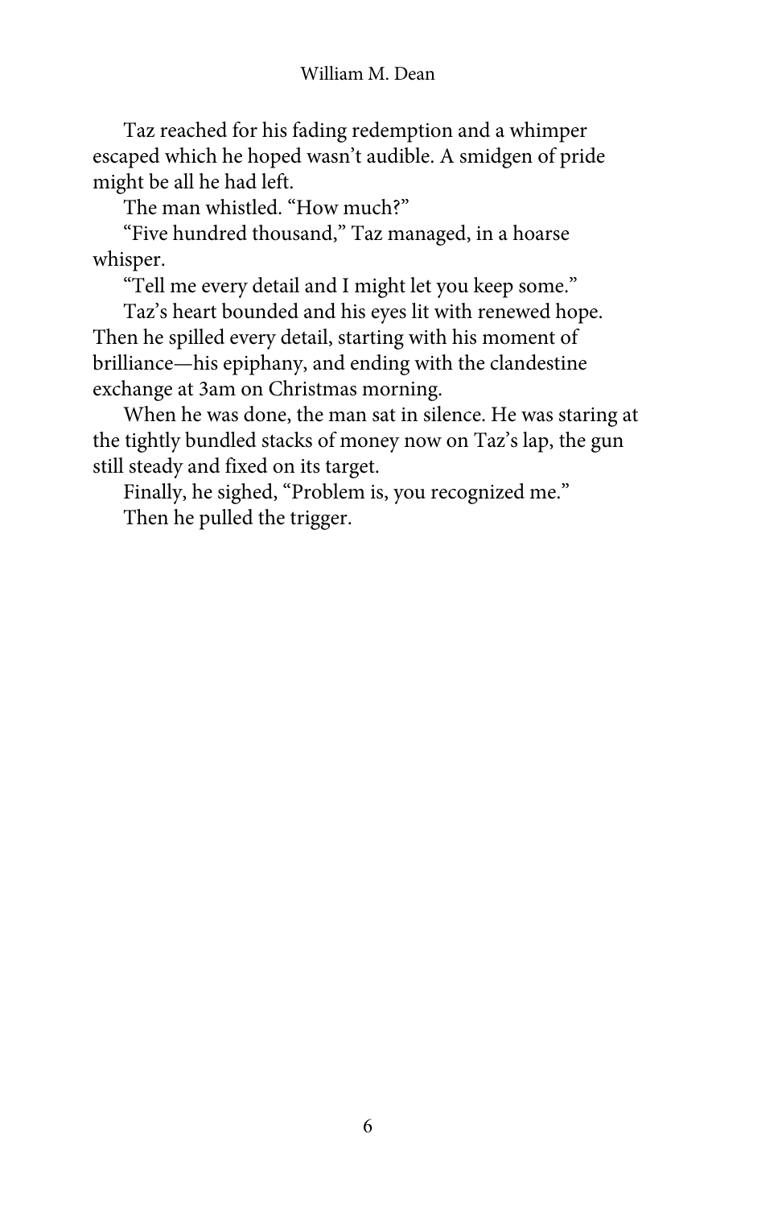Taz reached for his fading redemption and a whimper escaped which he hoped wasn't audible. A smidgen of pride might be all he had left.

The man whistled. "How much?"

"Five hundred thousand," Taz managed, in a hoarse whisper.

"Tell me every detail and I might let you keep some."

Taz's heart bounded and his eyes lit with renewed hope. Then he spilled every detail, starting with his moment of brilliance—his epiphany, and ending with the clandestine exchange at 3am on Christmas morning.

When he was done, the man sat in silence. He was staring at the tightly bundled stacks of money now on Taz's lap, the gun still steady and fixed on its target.

Finally, he sighed, "Problem is, you recognized me."

Then he pulled the trigger.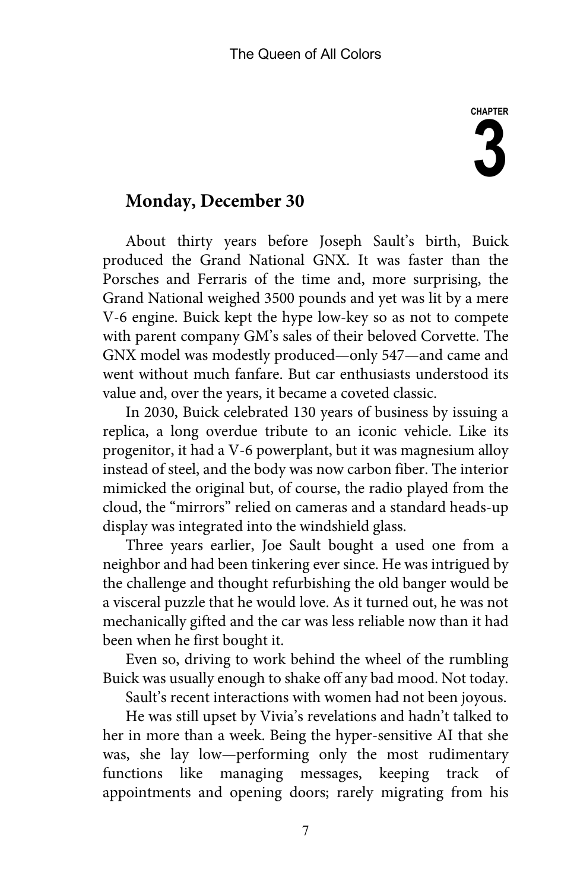# CHAPTER 3

## Monday, December 30

About thirty years before Joseph Sault's birth, Buick produced the Grand National GNX. It was faster than the Porsches and Ferraris of the time and, more surprising, the Grand National weighed 3500 pounds and yet was lit by a mere V-6 engine. Buick kept the hype low-key so as not to compete with parent company GM's sales of their beloved Corvette. The GNX model was modestly produced—only 547—and came and went without much fanfare. But car enthusiasts understood its value and, over the years, it became a coveted classic.

In 2030, Buick celebrated 130 years of business by issuing a replica, a long overdue tribute to an iconic vehicle. Like its progenitor, it had a V-6 powerplant, but it was magnesium alloy instead of steel, and the body was now carbon fiber. The interior mimicked the original but, of course, the radio played from the cloud, the "mirrors" relied on cameras and a standard heads-up display was integrated into the windshield glass.

Three years earlier, Joe Sault bought a used one from a neighbor and had been tinkering ever since. He was intrigued by the challenge and thought refurbishing the old banger would be a visceral puzzle that he would love. As it turned out, he was not mechanically gifted and the car was less reliable now than it had been when he first bought it.

Even so, driving to work behind the wheel of the rumbling Buick was usually enough to shake off any bad mood. Not today.

Sault's recent interactions with women had not been joyous.

He was still upset by Vivia's revelations and hadn't talked to her in more than a week. Being the hyper-sensitive AI that she was, she lay low—performing only the most rudimentary functions like managing messages, keeping track of appointments and opening doors; rarely migrating from his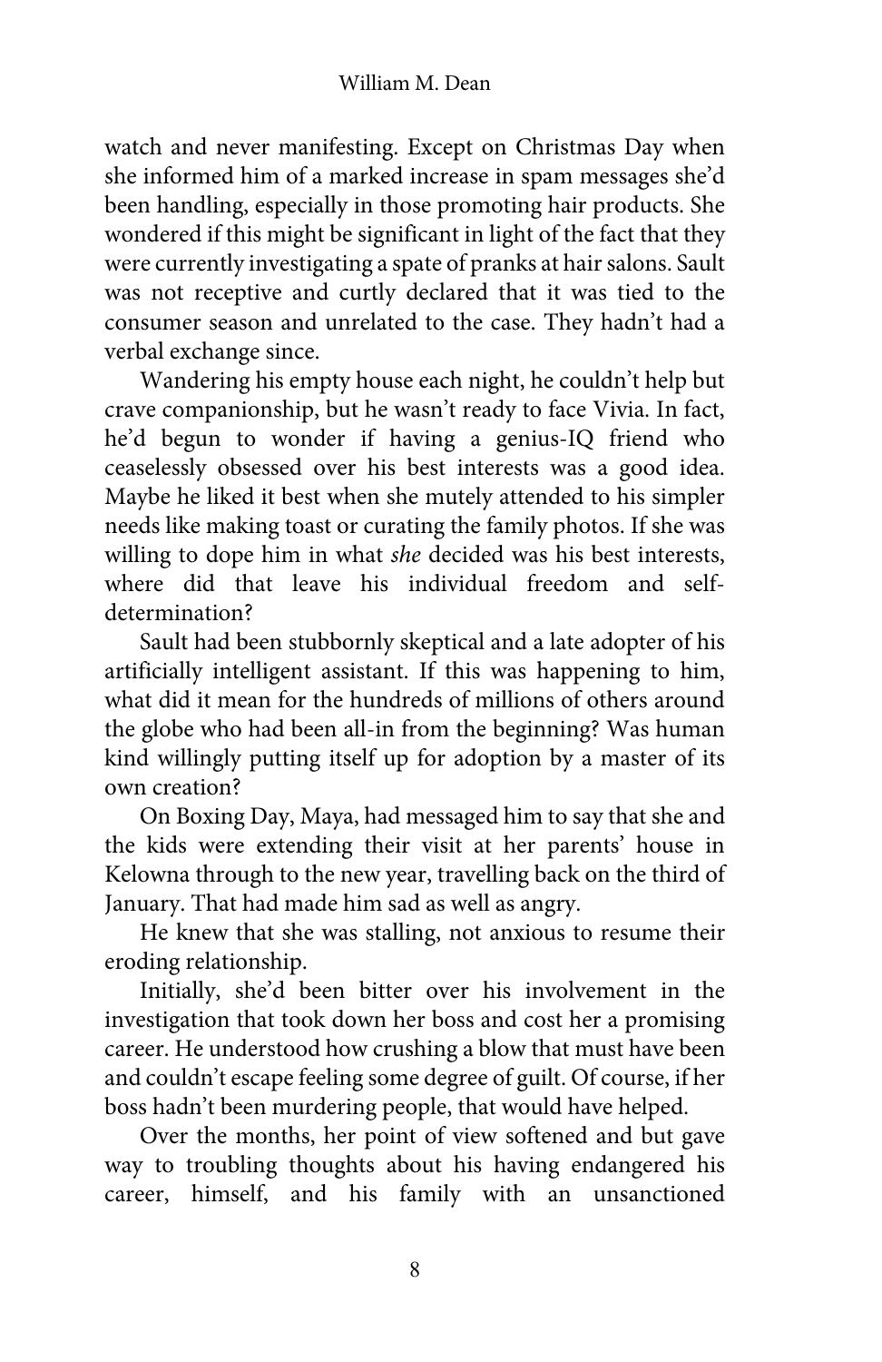watch and never manifesting. Except on Christmas Day when she informed him of a marked increase in spam messages she'd been handling, especially in those promoting hair products. She wondered if this might be significant in light of the fact that they were currently investigating a spate of pranks at hair salons. Sault was not receptive and curtly declared that it was tied to the consumer season and unrelated to the case. They hadn't had a verbal exchange since.

Wandering his empty house each night, he couldn't help but crave companionship, but he wasn't ready to face Vivia. In fact, he'd begun to wonder if having a genius-IQ friend who ceaselessly obsessed over his best interests was a good idea. Maybe he liked it best when she mutely attended to his simpler needs like making toast or curating the family photos. If she was willing to dope him in what *she* decided was his best interests, where did that leave his individual freedom and self-determination?

Sault had been stubbornly skeptical and a late adopter of his artificially intelligent assistant. If this was happening to him, what did it mean for the hundreds of millions of others around the globe who had been all-in from the beginning? Was human kind willingly putting itself up for adoption by a master of its own creation?

On Boxing Day, Maya, had messaged him to say that she and the kids were extending their visit at her parents' house in Kelowna through to the new year, travelling back on the third of January. That had made him sad as well as angry.

He knew that she was stalling, not anxious to resume their eroding relationship.

Initially, she'd been bitter over his involvement in the investigation that took down her boss and cost her a promising career. He understood how crushing a blow that must have been and couldn't escape feeling some degree of guilt. Of course, if her boss hadn't been murdering people, that would have helped.

Over the months, her point of view softened and but gave way to troubling thoughts about his having endangered his career, himself, and his family with an unsanctioned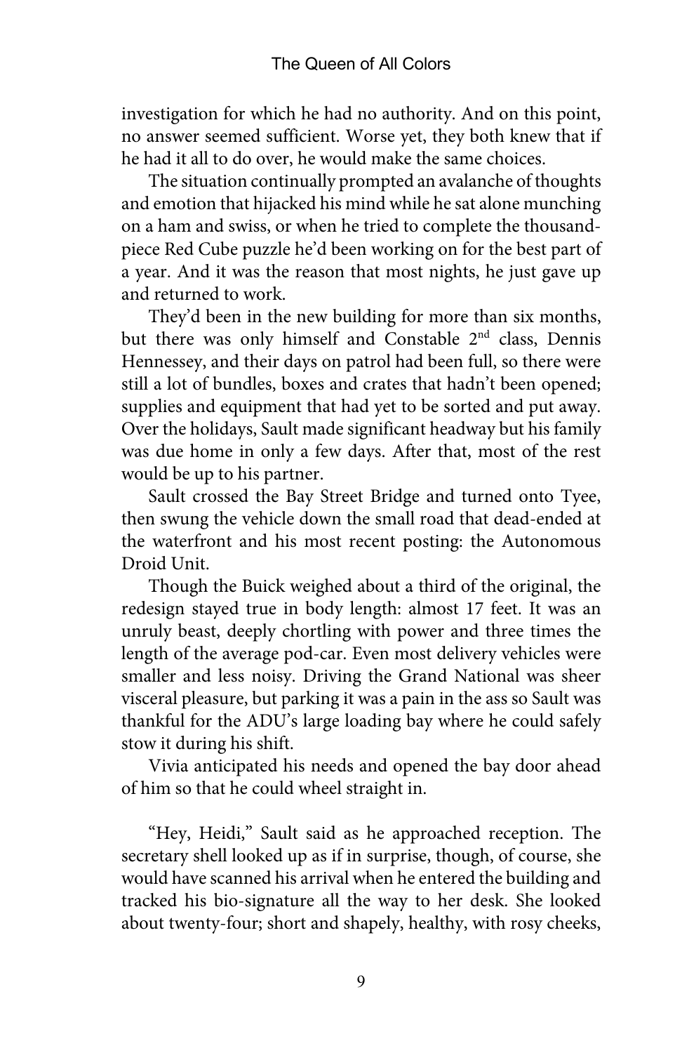investigation for which he had no authority. And on this point, no answer seemed sufficient. Worse yet, they both knew that if he had it all to do over, he would make the same choices.

The situation continually prompted an avalanche of thoughts and emotion that hijacked his mind while he sat alone munching on a ham and swiss, or when he tried to complete the thousand-piece Red Cube puzzle he'd been working on for the best part of a year. And it was the reason that most nights, he just gave up and returned to work.

They'd been in the new building for more than six months, but there was only himself and Constable 2nd class, Dennis Hennessey, and their days on patrol had been full, so there were still a lot of bundles, boxes and crates that hadn't been opened; supplies and equipment that had yet to be sorted and put away. Over the holidays, Sault made significant headway but his family was due home in only a few days. After that, most of the rest would be up to his partner.

Sault crossed the Bay Street Bridge and turned onto Tyee, then swung the vehicle down the small road that dead-ended at the waterfront and his most recent posting: the Autonomous Droid Unit.

Though the Buick weighed about a third of the original, the redesign stayed true in body length: almost 17 feet. It was an unruly beast, deeply chortling with power and three times the length of the average pod-car. Even most delivery vehicles were smaller and less noisy. Driving the Grand National was sheer visceral pleasure, but parking it was a pain in the ass so Sault was thankful for the ADU's large loading bay where he could safely stow it during his shift.

Vivia anticipated his needs and opened the bay door ahead of him so that he could wheel straight in.

"Hey, Heidi," Sault said as he approached reception. The secretary shell looked up as if in surprise, though, of course, she would have scanned his arrival when he entered the building and tracked his bio-signature all the way to her desk. She looked about twenty-four; short and shapely, healthy, with rosy cheeks,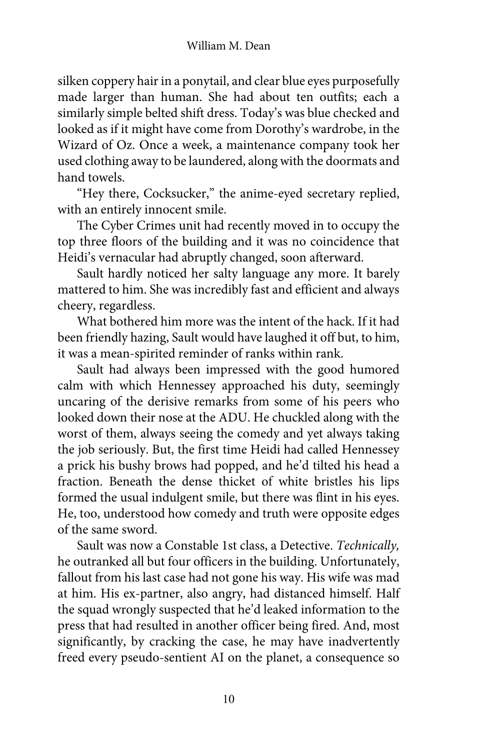silken coppery hair in a ponytail, and clear blue eyes purposefully made larger than human. She had about ten outfits; each a similarly simple belted shift dress. Today's was blue checked and looked as if it might have come from Dorothy's wardrobe, in the Wizard of Oz. Once a week, a maintenance company took her used clothing away to be laundered, along with the doormats and hand towels.

"Hey there, Cocksucker," the anime-eyed secretary replied, with an entirely innocent smile.

The Cyber Crimes unit had recently moved in to occupy the top three floors of the building and it was no coincidence that Heidi's vernacular had abruptly changed, soon afterward.

Sault hardly noticed her salty language any more. It barely mattered to him. She was incredibly fast and efficient and always cheery, regardless.

What bothered him more was the intent of the hack. If it had been friendly hazing, Sault would have laughed it off but, to him, it was a mean-spirited reminder of ranks within rank.

Sault had always been impressed with the good humored calm with which Hennessey approached his duty, seemingly uncaring of the derisive remarks from some of his peers who looked down their nose at the ADU. He chuckled along with the worst of them, always seeing the comedy and yet always taking the job seriously. But, the first time Heidi had called Hennessey a prick his bushy brows had popped, and he'd tilted his head a fraction. Beneath the dense thicket of white bristles his lips formed the usual indulgent smile, but there was flint in his eyes. He, too, understood how comedy and truth were opposite edges of the same sword.

Sault was now a Constable 1st class, a Detective. *Technically,* he outranked all but four officers in the building. Unfortunately, fallout from his last case had not gone his way. His wife was mad at him. His ex-partner, also angry, had distanced himself. Half the squad wrongly suspected that he'd leaked information to the press that had resulted in another officer being fired. And, most significantly, by cracking the case, he may have inadvertently freed every pseudo-sentient AI on the planet, a consequence so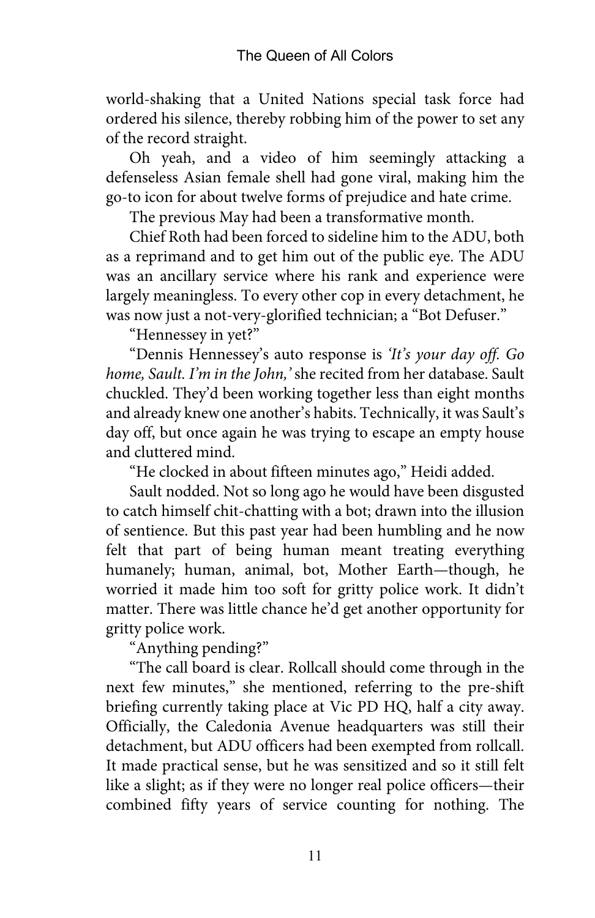world-shaking that a United Nations special task force had ordered his silence, thereby robbing him of the power to set any of the record straight.

Oh yeah, and a video of him seemingly attacking a defenseless Asian female shell had gone viral, making him the go-to icon for about twelve forms of prejudice and hate crime.

The previous May had been a transformative month.

Chief Roth had been forced to sideline him to the ADU, both as a reprimand and to get him out of the public eye. The ADU was an ancillary service where his rank and experience were largely meaningless. To every other cop in every detachment, he was now just a not-very-glorified technician; a "Bot Defuser."

"Hennessey in yet?"

"Dennis Hennessey's auto response is *'It's your day off. Go home, Sault. I'm in the John,'* she recited from her database. Sault chuckled. They'd been working together less than eight months and already knew one another's habits. Technically, it was Sault's day off, but once again he was trying to escape an empty house and cluttered mind.

"He clocked in about fifteen minutes ago," Heidi added.

Sault nodded. Not so long ago he would have been disgusted to catch himself chit-chatting with a bot; drawn into the illusion of sentience. But this past year had been humbling and he now felt that part of being human meant treating everything humanely; human, animal, bot, Mother Earth—though, he worried it made him too soft for gritty police work. It didn't matter. There was little chance he'd get another opportunity for gritty police work.

"Anything pending?"

"The call board is clear. Rollcall should come through in the next few minutes," she mentioned, referring to the pre-shift briefing currently taking place at Vic PD HQ, half a city away. Officially, the Caledonia Avenue headquarters was still their detachment, but ADU officers had been exempted from rollcall. It made practical sense, but he was sensitized and so it still felt like a slight; as if they were no longer real police officers—their combined fifty years of service counting for nothing. The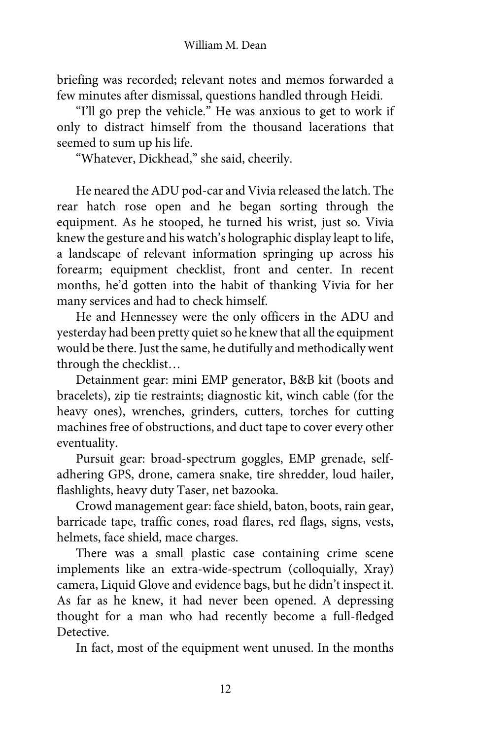briefing was recorded; relevant notes and memos forwarded a few minutes after dismissal, questions handled through Heidi.

"I'll go prep the vehicle." He was anxious to get to work if only to distract himself from the thousand lacerations that seemed to sum up his life.

"Whatever, Dickhead," she said, cheerily.

He neared the ADU pod-car and Vivia released the latch. The rear hatch rose open and he began sorting through the equipment. As he stooped, he turned his wrist, just so. Vivia knew the gesture and his watch's holographic display leapt to life, a landscape of relevant information springing up across his forearm; equipment checklist, front and center. In recent months, he'd gotten into the habit of thanking Vivia for her many services and had to check himself.

He and Hennessey were the only officers in the ADU and yesterday had been pretty quiet so he knew that all the equipment would be there. Just the same, he dutifully and methodically went through the checklist…

Detainment gear: mini EMP generator, B&B kit (boots and bracelets), zip tie restraints; diagnostic kit, winch cable (for the heavy ones), wrenches, grinders, cutters, torches for cutting machines free of obstructions, and duct tape to cover every other eventuality.

Pursuit gear: broad-spectrum goggles, EMP grenade, self-adhering GPS, drone, camera snake, tire shredder, loud hailer, flashlights, heavy duty Taser, net bazooka.

Crowd management gear: face shield, baton, boots, rain gear, barricade tape, traffic cones, road flares, red flags, signs, vests, helmets, face shield, mace charges.

There was a small plastic case containing crime scene implements like an extra-wide-spectrum (colloquially, Xray) camera, Liquid Glove and evidence bags, but he didn't inspect it. As far as he knew, it had never been opened. A depressing thought for a man who had recently become a full-fledged Detective.

In fact, most of the equipment went unused. In the months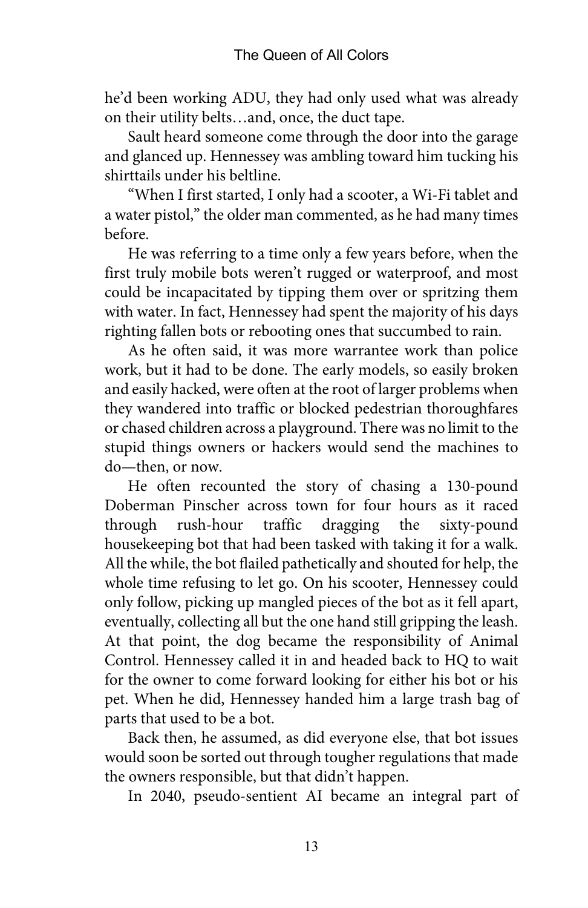he'd been working ADU, they had only used what was already on their utility belts…and, once, the duct tape.

Sault heard someone come through the door into the garage and glanced up. Hennessey was ambling toward him tucking his shirttails under his beltline.

"When I first started, I only had a scooter, a Wi-Fi tablet and a water pistol," the older man commented, as he had many times before.

He was referring to a time only a few years before, when the first truly mobile bots weren't rugged or waterproof, and most could be incapacitated by tipping them over or spritzing them with water. In fact, Hennessey had spent the majority of his days righting fallen bots or rebooting ones that succumbed to rain.

As he often said, it was more warrantee work than police work, but it had to be done. The early models, so easily broken and easily hacked, were often at the root of larger problems when they wandered into traffic or blocked pedestrian thoroughfares or chased children across a playground. There was no limit to the stupid things owners or hackers would send the machines to do—then, or now.

He often recounted the story of chasing a 130-pound Doberman Pinscher across town for four hours as it raced through rush-hour traffic dragging the sixty-pound housekeeping bot that had been tasked with taking it for a walk. All the while, the bot flailed pathetically and shouted for help, the whole time refusing to let go. On his scooter, Hennessey could only follow, picking up mangled pieces of the bot as it fell apart, eventually, collecting all but the one hand still gripping the leash. At that point, the dog became the responsibility of Animal Control. Hennessey called it in and headed back to HQ to wait for the owner to come forward looking for either his bot or his pet. When he did, Hennessey handed him a large trash bag of parts that used to be a bot.

Back then, he assumed, as did everyone else, that bot issues would soon be sorted out through tougher regulations that made the owners responsible, but that didn't happen.

In 2040, pseudo-sentient AI became an integral part of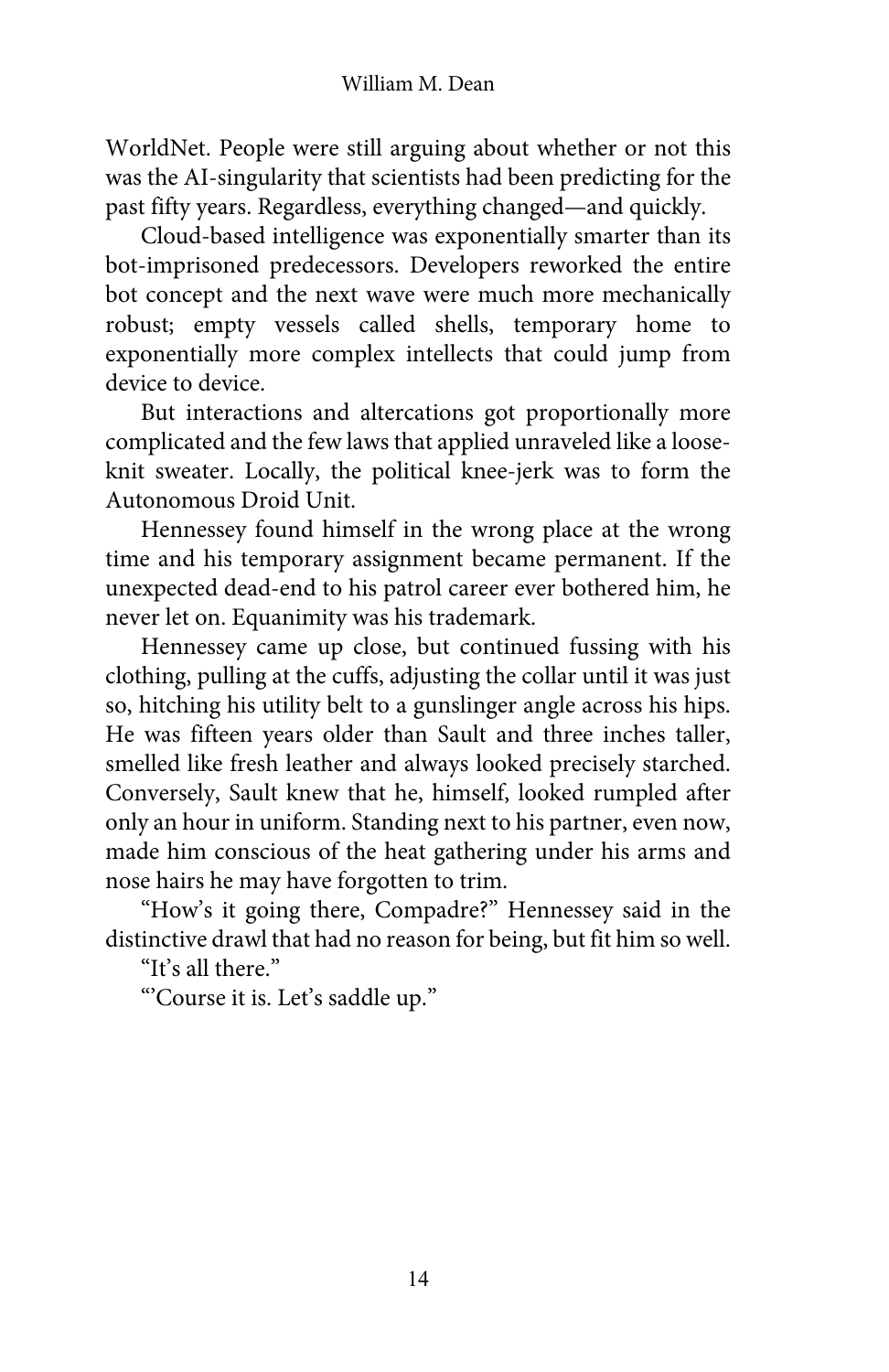WorldNet. People were still arguing about whether or not this was the AI-singularity that scientists had been predicting for the past fifty years. Regardless, everything changed—and quickly.

Cloud-based intelligence was exponentially smarter than its bot-imprisoned predecessors. Developers reworked the entire bot concept and the next wave were much more mechanically robust; empty vessels called shells, temporary home to exponentially more complex intellects that could jump from device to device.

But interactions and altercations got proportionally more complicated and the few laws that applied unraveled like a loose-knit sweater. Locally, the political knee-jerk was to form the Autonomous Droid Unit.

Hennessey found himself in the wrong place at the wrong time and his temporary assignment became permanent. If the unexpected dead-end to his patrol career ever bothered him, he never let on. Equanimity was his trademark.

Hennessey came up close, but continued fussing with his clothing, pulling at the cuffs, adjusting the collar until it was just so, hitching his utility belt to a gunslinger angle across his hips. He was fifteen years older than Sault and three inches taller, smelled like fresh leather and always looked precisely starched. Conversely, Sault knew that he, himself, looked rumpled after only an hour in uniform. Standing next to his partner, even now, made him conscious of the heat gathering under his arms and nose hairs he may have forgotten to trim.

"How's it going there, Compadre?" Hennessey said in the distinctive drawl that had no reason for being, but fit him so well.

"It's all there."

"'Course it is. Let's saddle up."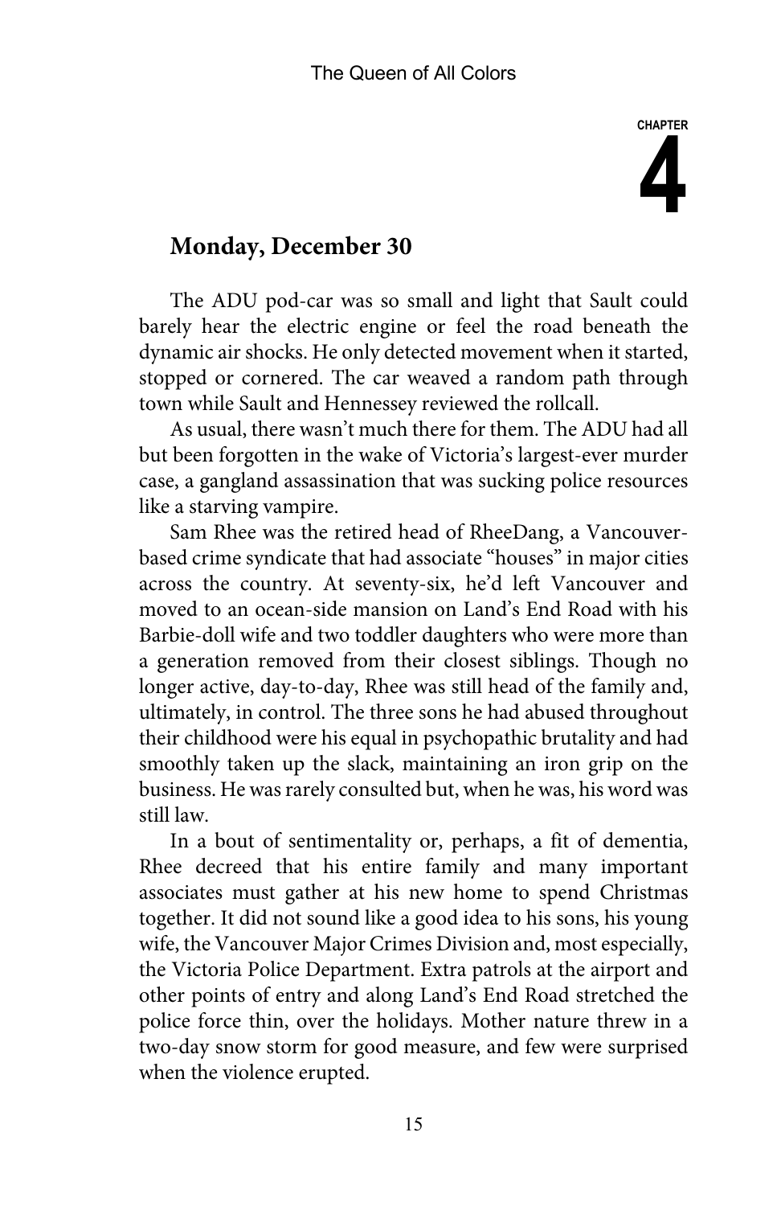# CHAPTER 4

## Monday, December 30

The ADU pod-car was so small and light that Sault could barely hear the electric engine or feel the road beneath the dynamic air shocks. He only detected movement when it started, stopped or cornered. The car weaved a random path through town while Sault and Hennessey reviewed the rollcall.

As usual, there wasn't much there for them. The ADU had all but been forgotten in the wake of Victoria's largest-ever murder case, a gangland assassination that was sucking police resources like a starving vampire.

Sam Rhee was the retired head of RheeDang, a Vancouver-based crime syndicate that had associate "houses" in major cities across the country. At seventy-six, he'd left Vancouver and moved to an ocean-side mansion on Land's End Road with his Barbie-doll wife and two toddler daughters who were more than a generation removed from their closest siblings. Though no longer active, day-to-day, Rhee was still head of the family and, ultimately, in control. The three sons he had abused throughout their childhood were his equal in psychopathic brutality and had smoothly taken up the slack, maintaining an iron grip on the business. He was rarely consulted but, when he was, his word was still law.

In a bout of sentimentality or, perhaps, a fit of dementia, Rhee decreed that his entire family and many important associates must gather at his new home to spend Christmas together. It did not sound like a good idea to his sons, his young wife, the Vancouver Major Crimes Division and, most especially, the Victoria Police Department. Extra patrols at the airport and other points of entry and along Land's End Road stretched the police force thin, over the holidays. Mother nature threw in a two-day snow storm for good measure, and few were surprised when the violence erupted.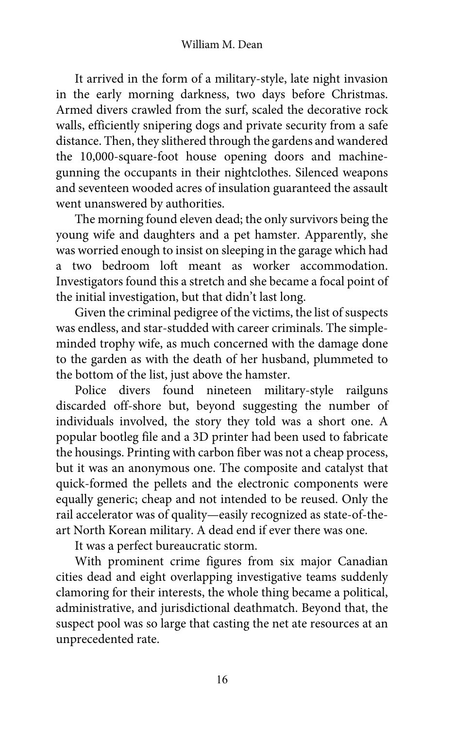It arrived in the form of a military-style, late night invasion in the early morning darkness, two days before Christmas. Armed divers crawled from the surf, scaled the decorative rock walls, efficiently snipering dogs and private security from a safe distance. Then, they slithered through the gardens and wandered the 10,000-square-foot house opening doors and machine-gunning the occupants in their nightclothes. Silenced weapons and seventeen wooded acres of insulation guaranteed the assault went unanswered by authorities.

The morning found eleven dead; the only survivors being the young wife and daughters and a pet hamster. Apparently, she was worried enough to insist on sleeping in the garage which had a two bedroom loft meant as worker accommodation. Investigators found this a stretch and she became a focal point of the initial investigation, but that didn't last long.

Given the criminal pedigree of the victims, the list of suspects was endless, and star-studded with career criminals. The simple-minded trophy wife, as much concerned with the damage done to the garden as with the death of her husband, plummeted to the bottom of the list, just above the hamster.

Police divers found nineteen military-style railguns discarded off-shore but, beyond suggesting the number of individuals involved, the story they told was a short one. A popular bootleg file and a 3D printer had been used to fabricate the housings. Printing with carbon fiber was not a cheap process, but it was an anonymous one. The composite and catalyst that quick-formed the pellets and the electronic components were equally generic; cheap and not intended to be reused. Only the rail accelerator was of quality—easily recognized as state-of-the-art North Korean military. A dead end if ever there was one.

It was a perfect bureaucratic storm.

With prominent crime figures from six major Canadian cities dead and eight overlapping investigative teams suddenly clamoring for their interests, the whole thing became a political, administrative, and jurisdictional deathmatch. Beyond that, the suspect pool was so large that casting the net ate resources at an unprecedented rate.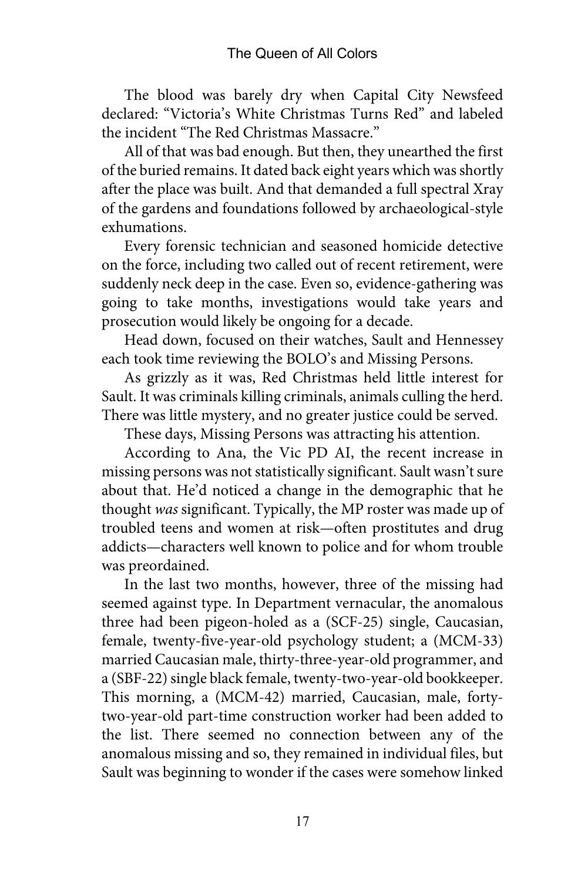The blood was barely dry when Capital City Newsfeed declared: "Victoria's White Christmas Turns Red" and labeled the incident "The Red Christmas Massacre."

All of that was bad enough. But then, they unearthed the first of the buried remains. It dated back eight years which was shortly after the place was built. And that demanded a full spectral Xray of the gardens and foundations followed by archaeological-style exhumations.

Every forensic technician and seasoned homicide detective on the force, including two called out of recent retirement, were suddenly neck deep in the case. Even so, evidence-gathering was going to take months, investigations would take years and prosecution would likely be ongoing for a decade.

Head down, focused on their watches, Sault and Hennessey each took time reviewing the BOLO's and Missing Persons.

As grizzly as it was, Red Christmas held little interest for Sault. It was criminals killing criminals, animals culling the herd. There was little mystery, and no greater justice could be served.

These days, Missing Persons was attracting his attention.

According to Ana, the Vic PD AI, the recent increase in missing persons was not statistically significant. Sault wasn't sure about that. He'd noticed a change in the demographic that he thought *was* significant. Typically, the MP roster was made up of troubled teens and women at risk—often prostitutes and drug addicts—characters well known to police and for whom trouble was preordained.

In the last two months, however, three of the missing had seemed against type. In Department vernacular, the anomalous three had been pigeon-holed as a (SCF-25) single, Caucasian, female, twenty-five-year-old psychology student; a (MCM-33) married Caucasian male, thirty-three-year-old programmer, and a (SBF-22) single black female, twenty-two-year-old bookkeeper. This morning, a (MCM-42) married, Caucasian, male, forty-two-year-old part-time construction worker had been added to the list. There seemed no connection between any of the anomalous missing and so, they remained in individual files, but Sault was beginning to wonder if the cases were somehow linked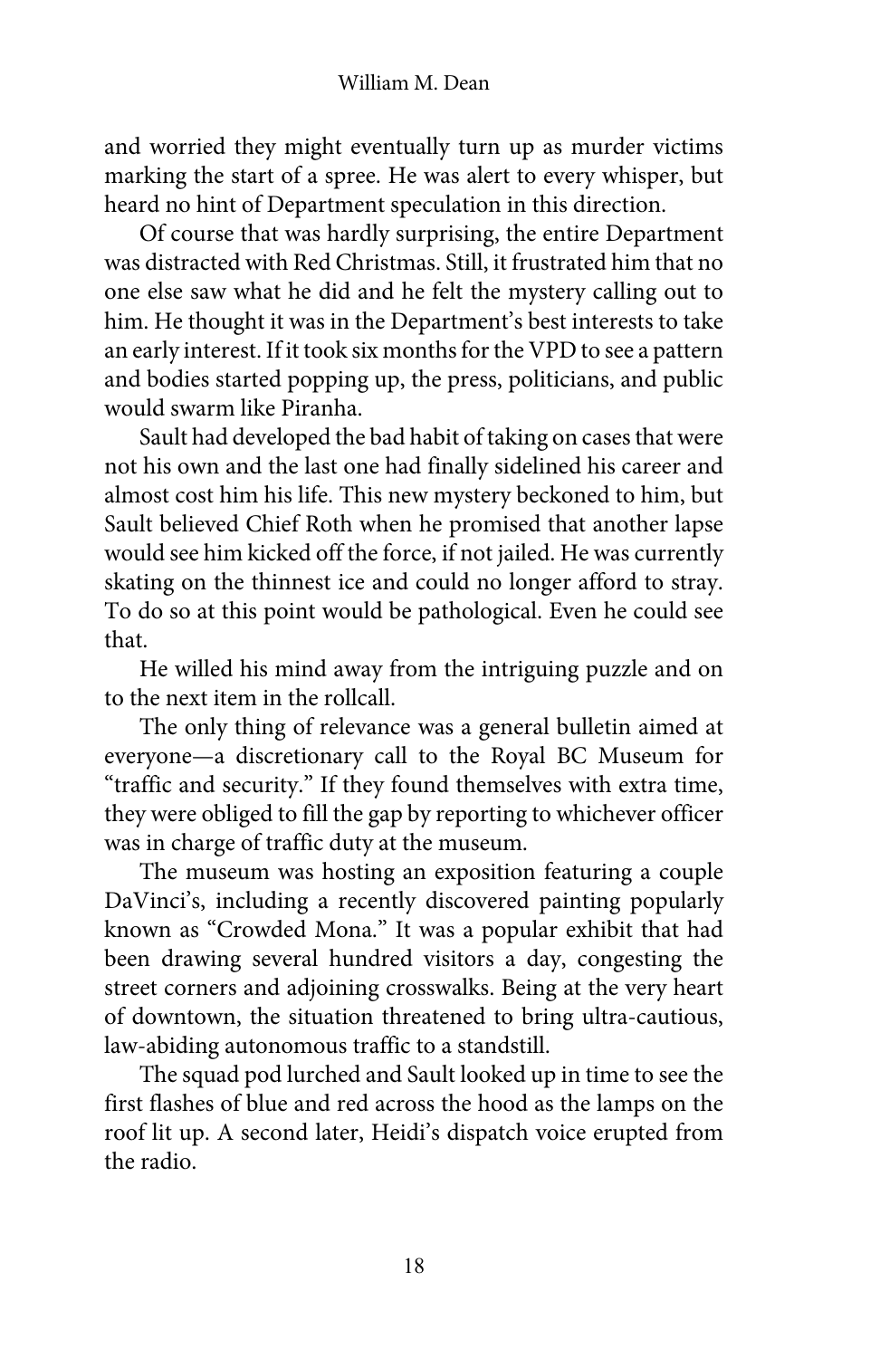and worried they might eventually turn up as murder victims marking the start of a spree. He was alert to every whisper, but heard no hint of Department speculation in this direction.

Of course that was hardly surprising, the entire Department was distracted with Red Christmas. Still, it frustrated him that no one else saw what he did and he felt the mystery calling out to him. He thought it was in the Department's best interests to take an early interest. If it took six months for the VPD to see a pattern and bodies started popping up, the press, politicians, and public would swarm like Piranha.

Sault had developed the bad habit of taking on cases that were not his own and the last one had finally sidelined his career and almost cost him his life. This new mystery beckoned to him, but Sault believed Chief Roth when he promised that another lapse would see him kicked off the force, if not jailed. He was currently skating on the thinnest ice and could no longer afford to stray. To do so at this point would be pathological. Even he could see that.

He willed his mind away from the intriguing puzzle and on to the next item in the rollcall.

The only thing of relevance was a general bulletin aimed at everyone—a discretionary call to the Royal BC Museum for "traffic and security." If they found themselves with extra time, they were obliged to fill the gap by reporting to whichever officer was in charge of traffic duty at the museum.

The museum was hosting an exposition featuring a couple DaVinci's, including a recently discovered painting popularly known as "Crowded Mona." It was a popular exhibit that had been drawing several hundred visitors a day, congesting the street corners and adjoining crosswalks. Being at the very heart of downtown, the situation threatened to bring ultra-cautious, law-abiding autonomous traffic to a standstill.

The squad pod lurched and Sault looked up in time to see the first flashes of blue and red across the hood as the lamps on the roof lit up. A second later, Heidi's dispatch voice erupted from the radio.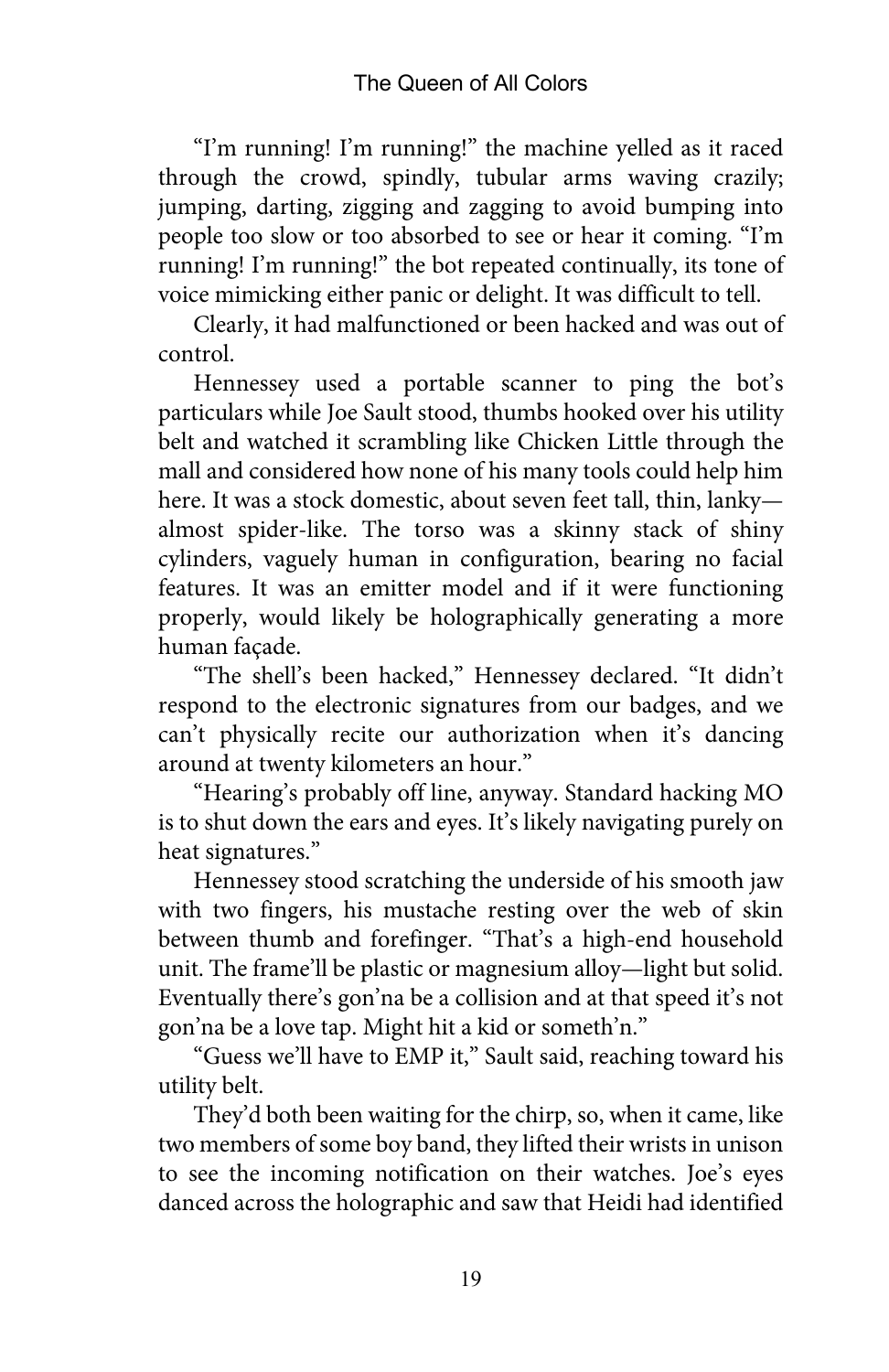"I'm running! I'm running!" the machine yelled as it raced through the crowd, spindly, tubular arms waving crazily; jumping, darting, zigging and zagging to avoid bumping into people too slow or too absorbed to see or hear it coming. "I'm running! I'm running!" the bot repeated continually, its tone of voice mimicking either panic or delight. It was difficult to tell.

Clearly, it had malfunctioned or been hacked and was out of control.

Hennessey used a portable scanner to ping the bot's particulars while Joe Sault stood, thumbs hooked over his utility belt and watched it scrambling like Chicken Little through the mall and considered how none of his many tools could help him here. It was a stock domestic, about seven feet tall, thin, lanky—almost spider-like. The torso was a skinny stack of shiny cylinders, vaguely human in configuration, bearing no facial features. It was an emitter model and if it were functioning properly, would likely be holographically generating a more human façade.

"The shell's been hacked," Hennessey declared. "It didn't respond to the electronic signatures from our badges, and we can't physically recite our authorization when it's dancing around at twenty kilometers an hour."

"Hearing's probably off line, anyway. Standard hacking MO is to shut down the ears and eyes. It's likely navigating purely on heat signatures."

Hennessey stood scratching the underside of his smooth jaw with two fingers, his mustache resting over the web of skin between thumb and forefinger. "That's a high-end household unit. The frame'll be plastic or magnesium alloy—light but solid. Eventually there's gon'na be a collision and at that speed it's not gon'na be a love tap. Might hit a kid or someth'n."

"Guess we'll have to EMP it," Sault said, reaching toward his utility belt.

They'd both been waiting for the chirp, so, when it came, like two members of some boy band, they lifted their wrists in unison to see the incoming notification on their watches. Joe's eyes danced across the holographic and saw that Heidi had identified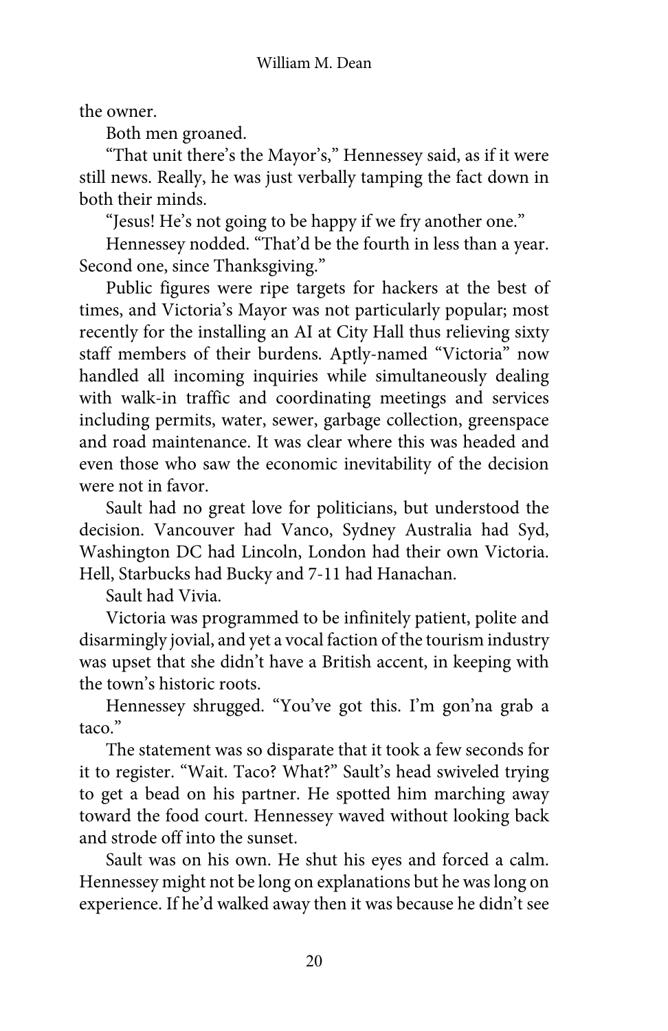the owner.

Both men groaned.

"That unit there's the Mayor's," Hennessey said, as if it were still news. Really, he was just verbally tamping the fact down in both their minds.

"Jesus! He's not going to be happy if we fry another one."

Hennessey nodded. "That'd be the fourth in less than a year. Second one, since Thanksgiving."

Public figures were ripe targets for hackers at the best of times, and Victoria's Mayor was not particularly popular; most recently for the installing an AI at City Hall thus relieving sixty staff members of their burdens. Aptly-named "Victoria" now handled all incoming inquiries while simultaneously dealing with walk-in traffic and coordinating meetings and services including permits, water, sewer, garbage collection, greenspace and road maintenance. It was clear where this was headed and even those who saw the economic inevitability of the decision were not in favor.

Sault had no great love for politicians, but understood the decision. Vancouver had Vanco, Sydney Australia had Syd, Washington DC had Lincoln, London had their own Victoria. Hell, Starbucks had Bucky and 7-11 had Hanachan.

Sault had Vivia.

Victoria was programmed to be infinitely patient, polite and disarmingly jovial, and yet a vocal faction of the tourism industry was upset that she didn't have a British accent, in keeping with the town's historic roots.

Hennessey shrugged. "You've got this. I'm gon'na grab a taco."

The statement was so disparate that it took a few seconds for it to register. "Wait. Taco? What?" Sault's head swiveled trying to get a bead on his partner. He spotted him marching away toward the food court. Hennessey waved without looking back and strode off into the sunset.

Sault was on his own. He shut his eyes and forced a calm. Hennessey might not be long on explanations but he was long on experience. If he'd walked away then it was because he didn't see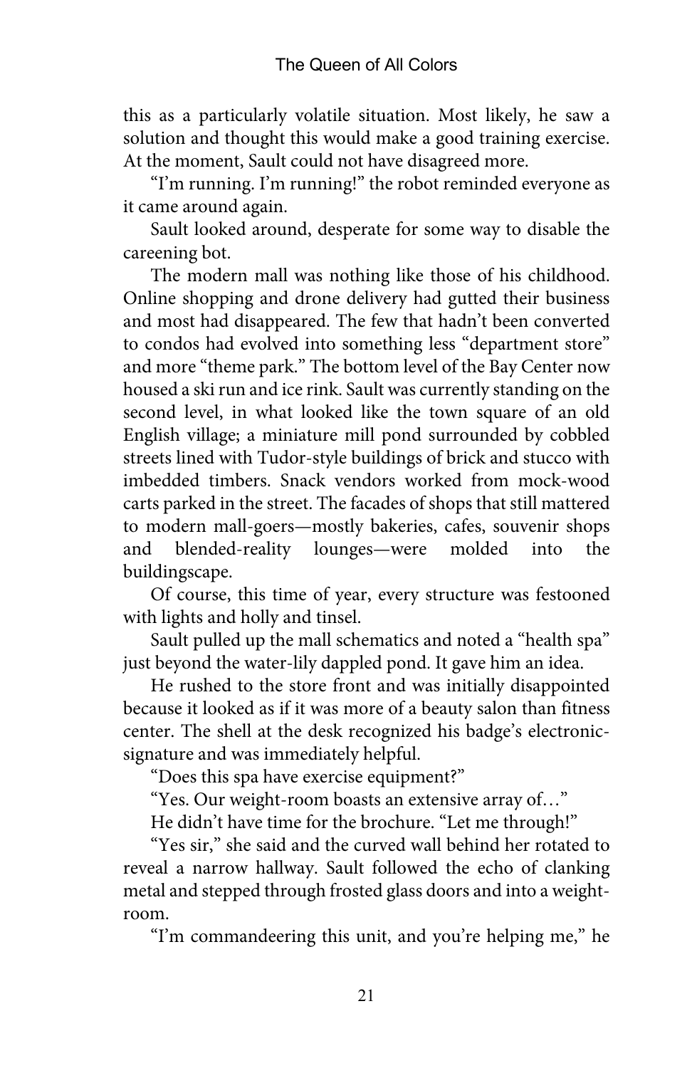this as a particularly volatile situation. Most likely, he saw a solution and thought this would make a good training exercise. At the moment, Sault could not have disagreed more.

"I'm running. I'm running!" the robot reminded everyone as it came around again.

Sault looked around, desperate for some way to disable the careening bot.

The modern mall was nothing like those of his childhood. Online shopping and drone delivery had gutted their business and most had disappeared. The few that hadn't been converted to condos had evolved into something less "department store" and more "theme park." The bottom level of the Bay Center now housed a ski run and ice rink. Sault was currently standing on the second level, in what looked like the town square of an old English village; a miniature mill pond surrounded by cobbled streets lined with Tudor-style buildings of brick and stucco with imbedded timbers. Snack vendors worked from mock-wood carts parked in the street. The facades of shops that still mattered to modern mall-goers—mostly bakeries, cafes, souvenir shops and blended-reality lounges—were molded into the buildingscape.

Of course, this time of year, every structure was festooned with lights and holly and tinsel.

Sault pulled up the mall schematics and noted a "health spa" just beyond the water-lily dappled pond. It gave him an idea.

He rushed to the store front and was initially disappointed because it looked as if it was more of a beauty salon than fitness center. The shell at the desk recognized his badge's electronic-signature and was immediately helpful.

"Does this spa have exercise equipment?"

"Yes. Our weight-room boasts an extensive array of…"

He didn't have time for the brochure. "Let me through!"

"Yes sir," she said and the curved wall behind her rotated to reveal a narrow hallway. Sault followed the echo of clanking metal and stepped through frosted glass doors and into a weight-room.

"I'm commandeering this unit, and you're helping me," he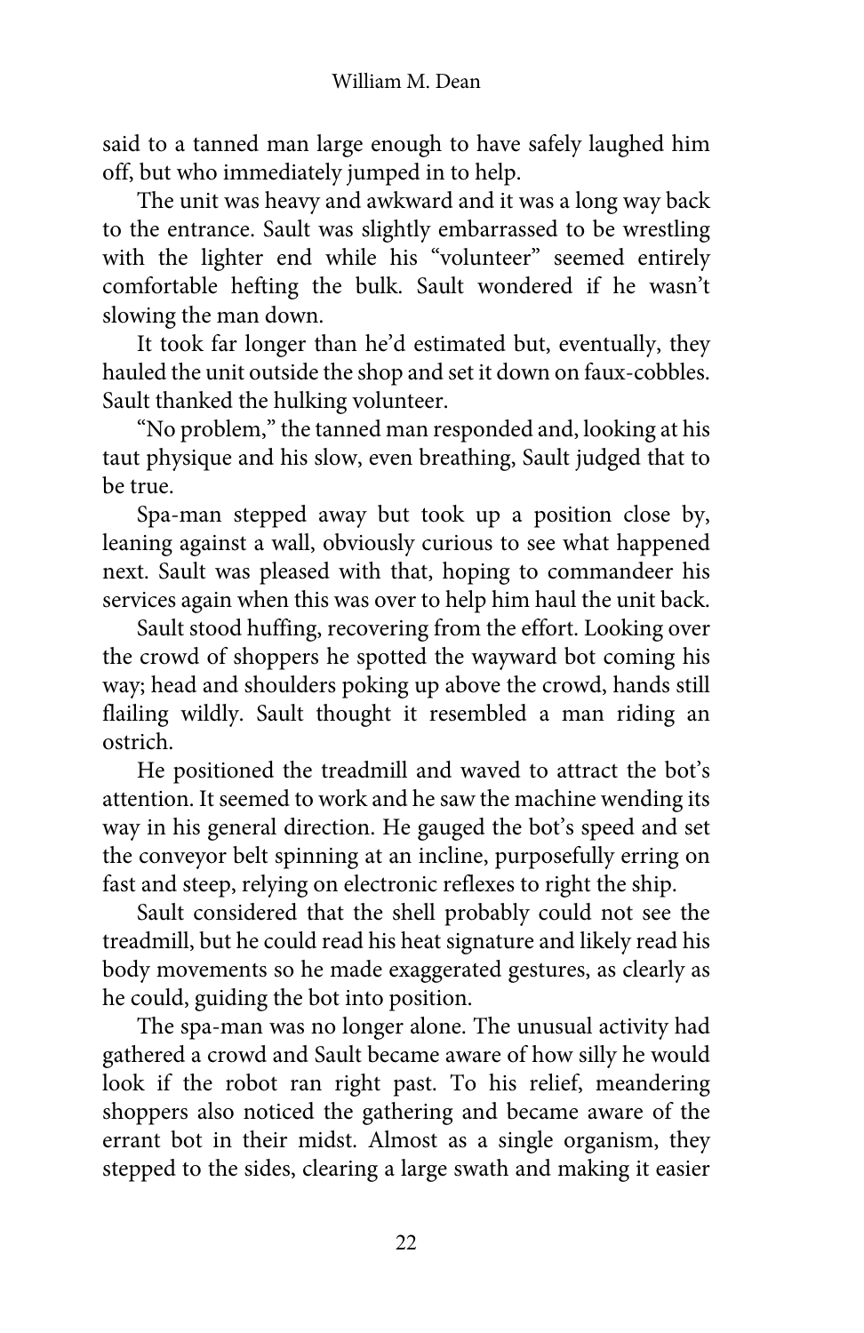said to a tanned man large enough to have safely laughed him off, but who immediately jumped in to help.

The unit was heavy and awkward and it was a long way back to the entrance. Sault was slightly embarrassed to be wrestling with the lighter end while his "volunteer" seemed entirely comfortable hefting the bulk. Sault wondered if he wasn't slowing the man down.

It took far longer than he'd estimated but, eventually, they hauled the unit outside the shop and set it down on faux-cobbles. Sault thanked the hulking volunteer.

"No problem," the tanned man responded and, looking at his taut physique and his slow, even breathing, Sault judged that to be true.

Spa-man stepped away but took up a position close by, leaning against a wall, obviously curious to see what happened next. Sault was pleased with that, hoping to commandeer his services again when this was over to help him haul the unit back.

Sault stood huffing, recovering from the effort. Looking over the crowd of shoppers he spotted the wayward bot coming his way; head and shoulders poking up above the crowd, hands still flailing wildly. Sault thought it resembled a man riding an ostrich.

He positioned the treadmill and waved to attract the bot's attention. It seemed to work and he saw the machine wending its way in his general direction. He gauged the bot's speed and set the conveyor belt spinning at an incline, purposefully erring on fast and steep, relying on electronic reflexes to right the ship.

Sault considered that the shell probably could not see the treadmill, but he could read his heat signature and likely read his body movements so he made exaggerated gestures, as clearly as he could, guiding the bot into position.

The spa-man was no longer alone. The unusual activity had gathered a crowd and Sault became aware of how silly he would look if the robot ran right past. To his relief, meandering shoppers also noticed the gathering and became aware of the errant bot in their midst. Almost as a single organism, they stepped to the sides, clearing a large swath and making it easier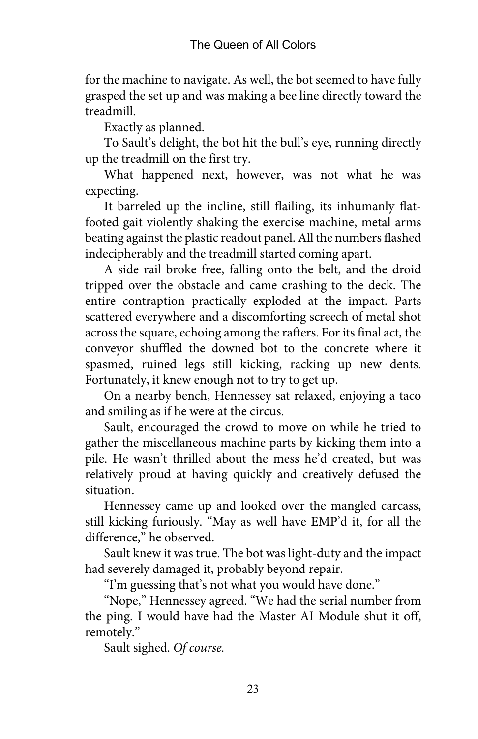for the machine to navigate. As well, the bot seemed to have fully grasped the set up and was making a bee line directly toward the treadmill.

Exactly as planned.

To Sault's delight, the bot hit the bull's eye, running directly up the treadmill on the first try.

What happened next, however, was not what he was expecting.

It barreled up the incline, still flailing, its inhumanly flat-footed gait violently shaking the exercise machine, metal arms beating against the plastic readout panel. All the numbers flashed indecipherably and the treadmill started coming apart.

A side rail broke free, falling onto the belt, and the droid tripped over the obstacle and came crashing to the deck. The entire contraption practically exploded at the impact. Parts scattered everywhere and a discomforting screech of metal shot across the square, echoing among the rafters. For its final act, the conveyor shuffled the downed bot to the concrete where it spasmed, ruined legs still kicking, racking up new dents. Fortunately, it knew enough not to try to get up.

On a nearby bench, Hennessey sat relaxed, enjoying a taco and smiling as if he were at the circus.

Sault, encouraged the crowd to move on while he tried to gather the miscellaneous machine parts by kicking them into a pile. He wasn't thrilled about the mess he'd created, but was relatively proud at having quickly and creatively defused the situation.

Hennessey came up and looked over the mangled carcass, still kicking furiously. "May as well have EMP'd it, for all the difference," he observed.

Sault knew it was true. The bot was light-duty and the impact had severely damaged it, probably beyond repair.

"I'm guessing that's not what you would have done."

"Nope," Hennessey agreed. "We had the serial number from the ping. I would have had the Master AI Module shut it off, remotely."

Sault sighed. *Of course.*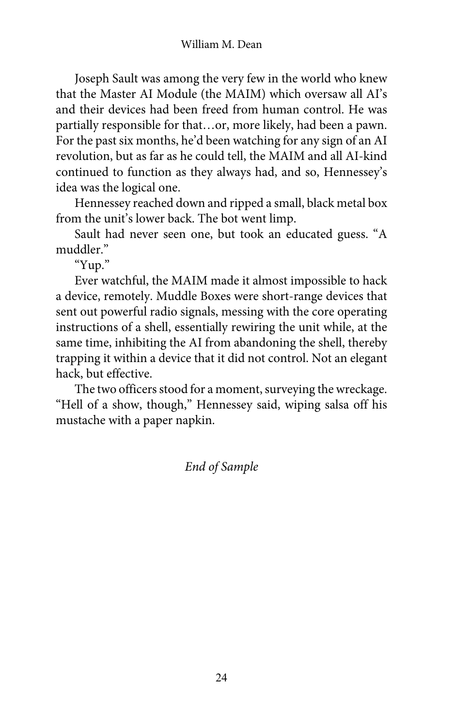Joseph Sault was among the very few in the world who knew that the Master AI Module (the MAIM) which oversaw all AI's and their devices had been freed from human control. He was partially responsible for that…or, more likely, had been a pawn. For the past six months, he'd been watching for any sign of an AI revolution, but as far as he could tell, the MAIM and all AI-kind continued to function as they always had, and so, Hennessey's idea was the logical one.

Hennessey reached down and ripped a small, black metal box from the unit's lower back. The bot went limp.

Sault had never seen one, but took an educated guess. "A muddler."

"Yup."

Ever watchful, the MAIM made it almost impossible to hack a device, remotely. Muddle Boxes were short-range devices that sent out powerful radio signals, messing with the core operating instructions of a shell, essentially rewiring the unit while, at the same time, inhibiting the AI from abandoning the shell, thereby trapping it within a device that it did not control. Not an elegant hack, but effective.

The two officers stood for a moment, surveying the wreckage. "Hell of a show, though," Hennessey said, wiping salsa off his mustache with a paper napkin.

*End of Sample*